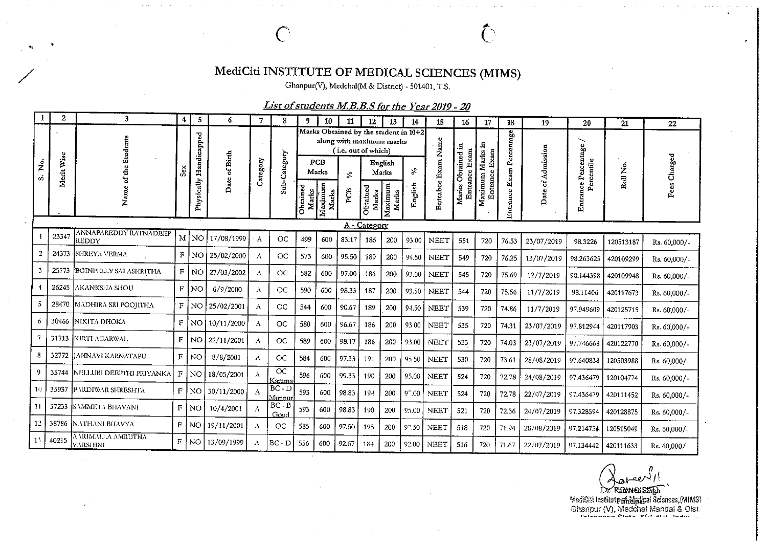# MediCiti INSTITUTE OF MEDICAL SCIENCES (MIMS)

Ghanpur(V), Medchal(M & District) - 501401, T.S.

## *List of students M.B.B.S for the Year 2019 - 20*

| 1 | 2 | 3 | 4 | 5 | 6 | 7 | 8 | 9 | 10 | 11 | 12 | 13 | 14 | 15 | 16 | 17 | 18 | 19 | 20 | 21 | 22 |
|---|---|---|---|---|---|---|---|---|---|---|---|---|---|---|---|---|---|---|---|---|---|
| S. No. | Merit Wise | Name of the Students | Sex | Physically Handicapped | Date of Birth | Category | Sub-Category | Marks Obtained by the student in 10+2 along with maximum marks (i.e. out of which) | | | | | | Entrabce Exam Name | Marks Obtained in Entrance Exam | Maximum Marks in Entrance Exam | Entrance Exam Percentage | Date of Admission | Entrance Percentage / Percentile | Roll No. | Fees Charged |
| | | | | | | | | PCB Marks | | % | English Marks | | % | | | | | | | | |
| | | | | | | | | Obtained Marks | Maximum Marks | PCB | Obtained Marks | Maximum Marks | English | | | | | | | | |
| **A - Category** | | | | | | | | | | | | | | | | | | | | | |
| 1 | 23347 | ANNAPAREDDY RATNADEEP REDDY | M | NO | 17/08/1999 | A | OC | 499 | 600 | 83.17 | 186 | 200 | 93.00 | NEET | 551 | 720 | 76.53 | 23/07/2019 | 98.3226 | 120513187 | Rs. 60,000/- |
| 2 | 24373 | SHREYA VERMA | F | NO | 25/02/2000 | A | OC | 573 | 600 | 95.50 | 189 | 200 | 94.50 | NEET | 549 | 720 | 76.25 | 13/07/2019 | 98.263625 | 420109299 | Rs. 60,000/- |
| 3 | 25773 | BOINPELLY SAI ASHRITHA | F | NO | 27/03/2002 | A | OC | 582 | 600 | 97.00 | 186 | 200 | 93.00 | NEET | 545 | 720 | 75.69 | 12/7/2019 | 98.144398 | 420109948 | Rs. 60,000/- |
| 4 | 26245 | AKANKSHA SHOU | F | NO | 6/9/2000 | A | OC | 590 | 600 | 98.33 | 187 | 200 | 93.50 | NEET | 544 | 720 | 75.56 | 11/7/2019 | 98.11406 | 420117673 | Rs. 60,000/- |
| 5 | 28470 | MADHIRA SRI POOJITHA | F | NO | 25/02/2001 | A | OC | 544 | 600 | 90.67 | 189 | 200 | 94.50 | NEET | 539 | 720 | 74.86 | 11/7/2019 | 97.949609 | 420125715 | Rs. 60,000/- |
| 6 | 30466 | NIKITA DHOKA | F | NO | 10/11/2000 | A | OC | 580 | 600 | 96.67 | 186 | 200 | 93.00 | NEET | 535 | 720 | 74.31 | 23/07/2019 | 97.812944 | 420117903 | Rs. 60,000/- |
| 7 | 31713 | KIRTI AGARWAL | F | NO | 22/11/2001 | A | OC | 589 | 600 | 98.17 | 186 | 200 | 93.00 | NEET | 533 | 720 | 74.03 | 23/07/2019 | 97.746668 | 420122770 | Rs. 60,000/- |
| 8 | 32772 | JAHNAVI KARNATAPU | F | NO | 8/8/2001 | A | OC | 584 | 600 | 97.33 | 191 | 200 | 95.50 | NEET | 530 | 720 | 73.61 | 28/08/2019 | 97.640838 | 120503988 | Rs. 60,000/- |
| 9 | 35744 | NELLURI DEEPTHI PRIYANKA | F | NO | 18/05/2001 | A | OC Kamma | 596 | 600 | 99.33 | 190 | 200 | 95.00 | NEET | 524 | 720 | 72.78 | 24/08/2019 | 97.436479 | 120104774 | Rs. 60,000/- |
| 10 | 35937 | PARDIWAR SHRESHTA | F | NO | 30/11/2000 | A | BC - D Munnur | 593 | 600 | 98.83 | 194 | 200 | 97.00 | NEET | 524 | 720 | 72.78 | 22/07/2019 | 97.436479 | 420111452 | Rs. 60,000/- |
| 11 | 37233 | SAMMETA BHAVANI | F | NO | 10/4/2001 | A | BC - B Goud | 593 | 600 | 98.83 | 190 | 200 | 95.00 | NEET | 521 | 720 | 72.36 | 24/07/2019 | 97.328594 | 420128875 | Rs. 60,000/- |
| 12 | 38786 | NATHANI BHAVYA | F | NO | 19/11/2001 | A | OC | 585 | 600 | 97.50 | 195 | 200 | 97.50 | NEET | 518 | 720 | 71.94 | 28/08/2019 | 97.214754 | 120515049 | Rs. 60,000/- |
| 13 | 40215 | AARIMALLA AMRUTHA VARSHINI | F | NO | 13/09/1999 | A | BC - D | 556 | 600 | 92.67 | 184 | 200 | 92.00 | NEET | 516 | 720 | 71.67 | 22/07/2019 | 97.134442 | 420111633 | Rs. 60,000/- |

Dr. Raveer Singh
Principal
MediCiti Institute of Medical Sciences,(MIMS)
Ghanpur (V), Medchal Mandal & Dist.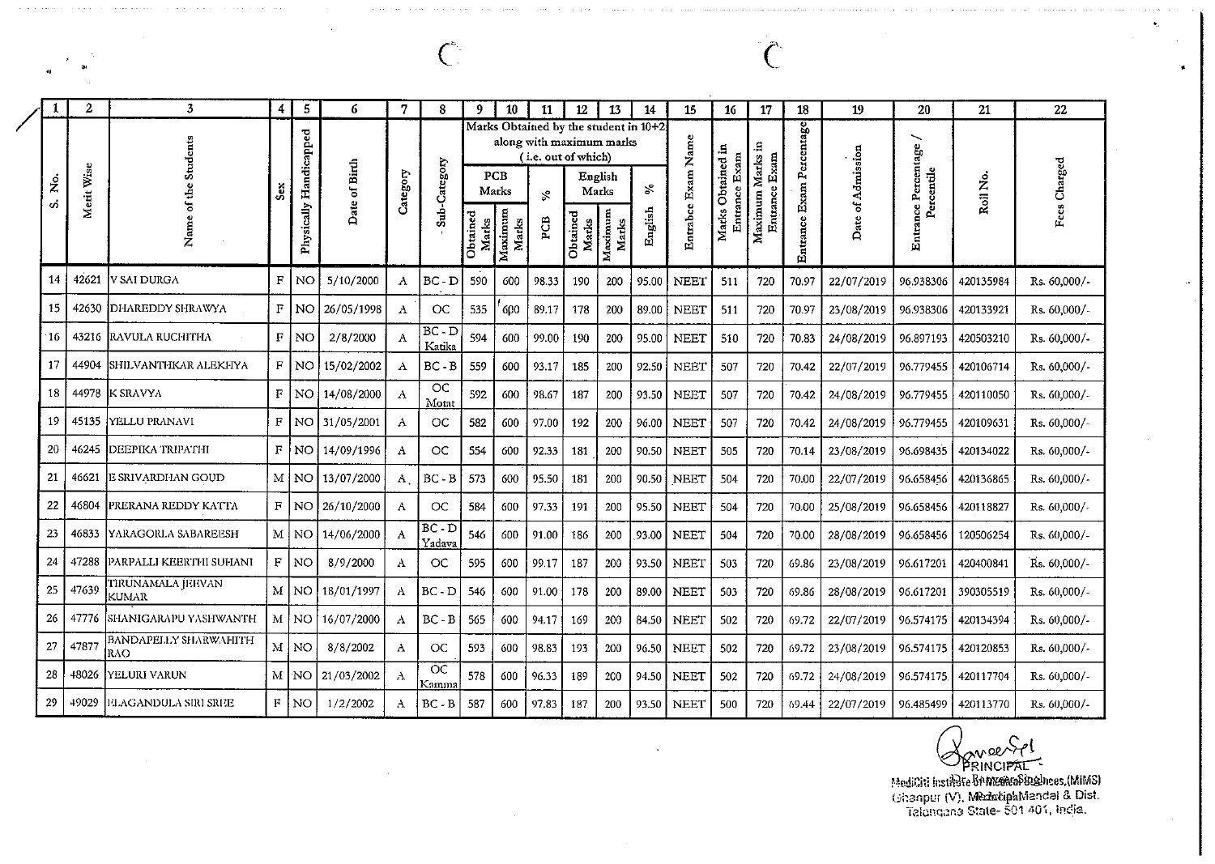| 1 | 2 | 3 | 4 | 5 | 6 | 7 | 8 | 9 | 10 | 11 | 12 | 13 | 14 | 15 | 16 | 17 | 18 | 19 | 20 | 21 | 22 |
|---|---|---|---|---|---|---|---|---|---|---|---|---|---|---|---|---|---|---|---|---|---|
| S. No. | Merit Wise | Name of the Students | Sex | Physically Handicapped | Date of Birth | Category | Sub-Category | Marks Obtained by the student in 10+2 along with maximum marks (i.e. out of which) | | | | | | Entrance Exam Name | Marks Obtained in Entrance Exam | Maximum Marks in Entrance Exam | Entrance Exam Percentage | Date of Admission | Entrance Percentage / Percentile | Roll No. | Fees Charged |
| | | | | | | | | PCB Marks | | % | English Marks | | % | | | | | | | | |
| | | | | | | | | Obtained Marks | Maximum Marks | PCB | Obtained Marks | Maximum Marks | English | | | | | | | | |
| 14 | 42621 | V SAI DURGA | F | NO | 5/10/2000 | A | BC - D | 590 | 600 | 98.33 | 190 | 200 | 95.00 | NEET | 511 | 720 | 70.97 | 22/07/2019 | 96.938306 | 420135984 | Rs. 60,000/- |
| 15 | 42630 | DHAREDDY SHRAWYA | F | NO | 26/05/1998 | A | OC | 535 | 600 | 89.17 | 178 | 200 | 89.00 | NEET | 511 | 720 | 70.97 | 23/08/2019 | 96.938306 | 420133921 | Rs. 60,000/- |
| 16 | 43216 | RAVULA RUCHITHA | F | NO | 2/8/2000 | A | BC - D Katika | 594 | 600 | 99.00 | 190 | 200 | 95.00 | NEET | 510 | 720 | 70.83 | 24/08/2019 | 96.897193 | 420503210 | Rs. 60,000/- |
| 17 | 44904 | SHILVANTHKAR ALEKHYA | F | NO | 15/02/2002 | A | BC - B | 559 | 600 | 93.17 | 185 | 200 | 92.50 | NEET | 507 | 720 | 70.42 | 22/07/2019 | 96.779455 | 420106714 | Rs. 60,000/- |
| 18 | 44978 | K SRAVYA | F | NO | 14/08/2000 | A | OC Motat | 592 | 600 | 98.67 | 187 | 200 | 93.50 | NEET | 507 | 720 | 70.42 | 24/08/2019 | 96.779455 | 420110050 | Rs. 60,000/- |
| 19 | 45135 | YELLU PRANAVI | F | NO | 31/05/2001 | A | OC | 582 | 600 | 97.00 | 192 | 200 | 96.00 | NEET | 507 | 720 | 70.42 | 24/08/2019 | 96.779455 | 420109631 | Rs. 60,000/- |
| 20 | 46245 | DEEPIKA TRIPATHI | F | NO | 14/09/1996 | A | OC | 554 | 600 | 92.33 | 181 | 200 | 90.50 | NEET | 505 | 720 | 70.14 | 23/08/2019 | 96.698435 | 420134022 | Rs. 60,000/- |
| 21 | 46621 | E SRIVARDHAN GOUD | M | NO | 13/07/2000 | A | BC - B | 573 | 600 | 95.50 | 181 | 200 | 90.50 | NEET | 504 | 720 | 70.00 | 22/07/2019 | 96.658456 | 420136865 | Rs. 60,000/- |
| 22 | 46804 | PRERANA REDDY KATTA | F | NO | 26/10/2000 | A | OC | 584 | 600 | 97.33 | 191 | 200 | 95.50 | NEET | 504 | 720 | 70.00 | 25/08/2019 | 96.658456 | 420118827 | Rs. 60,000/- |
| 23 | 46833 | YARAGORLA SABAREESH | M | NO | 14/06/2000 | A | BC - D Yadava | 546 | 600 | 91.00 | 186 | 200 | 93.00 | NEET | 504 | 720 | 70.00 | 28/08/2019 | 96.658456 | 120506254 | Rs. 60,000/- |
| 24 | 47288 | PARPALLI KEERTHI SUHANI | F | NO | 8/9/2000 | A | OC | 595 | 600 | 99.17 | 187 | 200 | 93.50 | NEET | 503 | 720 | 69.86 | 23/08/2019 | 96.617201 | 420400841 | Rs. 60,000/- |
| 25 | 47639 | TIRUNAMALA JEEVAN KUMAR | M | NO | 18/01/1997 | A | BC - D | 546 | 600 | 91.00 | 178 | 200 | 89.00 | NEET | 503 | 720 | 69.86 | 28/08/2019 | 96.617201 | 390305519 | Rs. 60,000/- |
| 26 | 47776 | SHANIGARAPU YASHWANTH | M | NO | 16/07/2000 | A | BC - B | 565 | 600 | 94.17 | 169 | 200 | 84.50 | NEET | 502 | 720 | 69.72 | 22/07/2019 | 96.574175 | 420134394 | Rs. 60,000/- |
| 27 | 47877 | BANDAPELLY SHARWAHITH RAO | M | NO | 8/8/2002 | A | OC | 593 | 600 | 98.83 | 193 | 200 | 96.50 | NEET | 502 | 720 | 69.72 | 23/08/2019 | 96.574175 | 420120853 | Rs. 60,000/- |
| 28 | 48026 | YELURI VARUN | M | NO | 21/03/2002 | A | OC Kamma | 578 | 600 | 96.33 | 189 | 200 | 94.50 | NEET | 502 | 720 | 69.72 | 24/08/2019 | 96.574175 | 420117704 | Rs. 60,000/- |
| 29 | 49029 | ELAGANDULA SIRI SREE | F | NO | 1/2/2002 | A | BC - B | 587 | 600 | 97.83 | 187 | 200 | 93.50 | NEET | 500 | 720 | 69.44 | 22/07/2019 | 96.485499 | 420113770 | Rs. 60,000/- |

PRINCIPAL
MediCiti Institute of Medical Sciences,(MIMS)
Ghanpur (V), Medchal Mandal & Dist.
Telangana State- 501 401, India.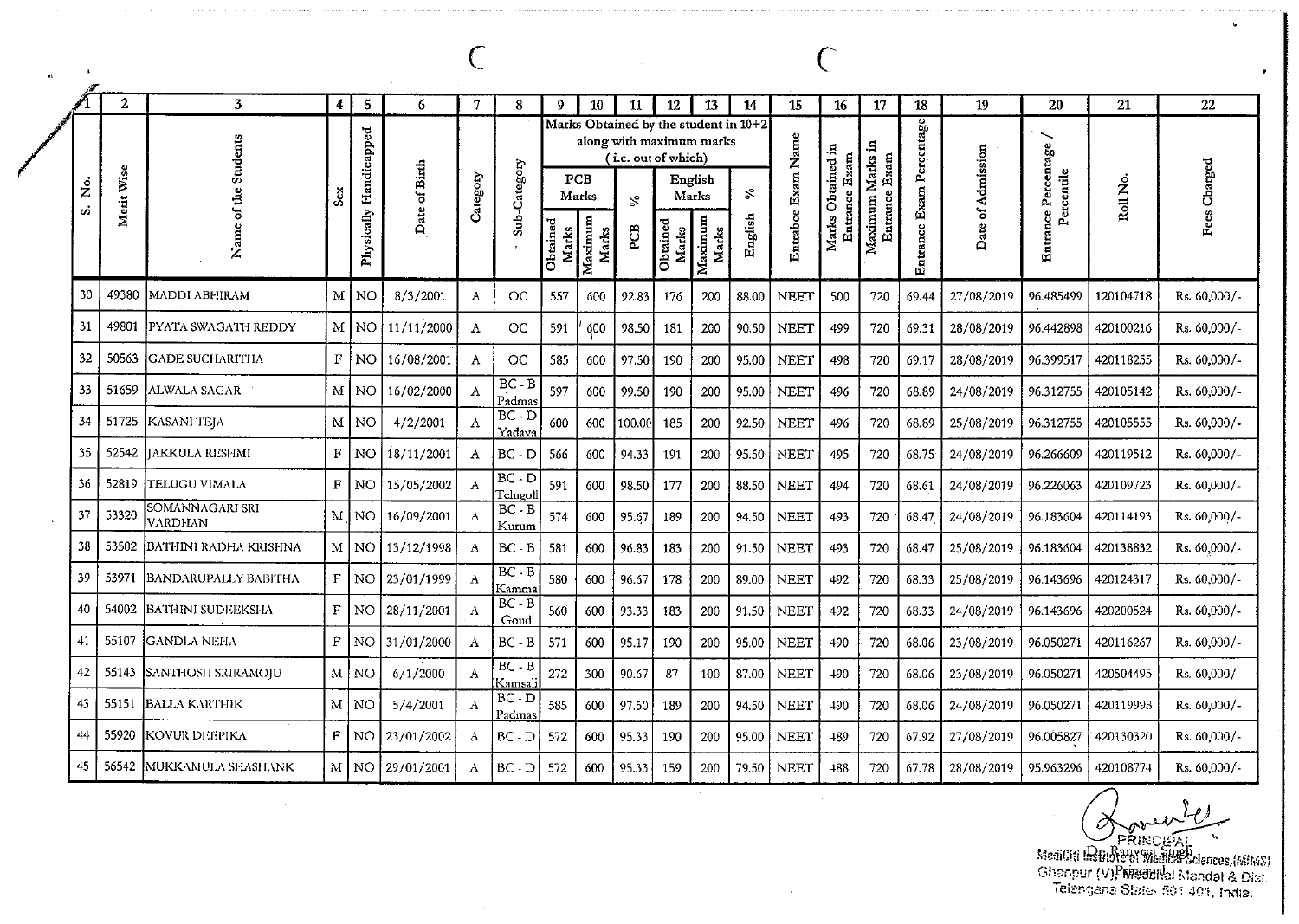| 1 | 2 | 3 | 4 | 5 | 6 | 7 | 8 | 9 | 10 | 11 | 12 | 13 | 14 | 15 | 16 | 17 | 18 | 19 | 20 | 21 | 22 |
|---|---|---|---|---|---|---|---|---|---|---|---|---|---|---|---|---|---|---|---|---|---|
| S. No. | Merit Wise | Name of the Students | Sex | Physically Handicapped | Date of Birth | Category | Sub-Category | Marks Obtained by the student in 10+2 along with maximum marks ( i.e. out of which) | | | | | | Entrabce Exam Name | Marks Obtained in Entrance Exam | Maximum Marks in Entrance Exam | Entrance Exam Percentage | Date of Admission | Entrance Percentage / Percentile | Roll No. | Fees Charged |
| | | | | | | | | PCB Marks | | % | English Marks | | % | | | | | | | | |
| | | | | | | | | Obtained Marks | Maximum Marks | PCB | Obtained Marks | Maximum Marks | English | | | | | | | | |
| 30 | 49380 | MADDI ABHIRAM | M | NO | 8/3/2001 | A | OC | 557 | 600 | 92.83 | 176 | 200 | 88.00 | NEET | 500 | 720 | 69.44 | 27/08/2019 | 96.485499 | 120104718 | Rs. 60,000/- |
| 31 | 49801 | PYATA SWAGATH REDDY | M | NO | 11/11/2000 | A | OC | 591 | 600 | 98.50 | 181 | 200 | 90.50 | NEET | 499 | 720 | 69.31 | 28/08/2019 | 96.442898 | 420100216 | Rs. 60,000/- |
| 32 | 50563 | GADE SUCHARITHA | F | NO | 16/08/2001 | A | OC | 585 | 600 | 97.50 | 190 | 200 | 95.00 | NEET | 498 | 720 | 69.17 | 28/08/2019 | 96.399517 | 420118255 | Rs. 60,000/- |
| 33 | 51659 | ALWALA SAGAR | M | NO | 16/02/2000 | A | BC - B Padmas | 597 | 600 | 99.50 | 190 | 200 | 95.00 | NEET | 496 | 720 | 68.89 | 24/08/2019 | 96.312755 | 420105142 | Rs. 60,000/- |
| 34 | 51725 | KASANI TEJA | M | NO | 4/2/2001 | A | BC - D Yadava | 600 | 600 | 100.00 | 185 | 200 | 92.50 | NEET | 496 | 720 | 68.89 | 25/08/2019 | 96.312755 | 420105555 | Rs. 60,000/- |
| 35 | 52542 | JAKKULA RESHMI | F | NO | 18/11/2001 | A | BC - D | 566 | 600 | 94.33 | 191 | 200 | 95.50 | NEET | 495 | 720 | 68.75 | 24/08/2019 | 96.266609 | 420119512 | Rs. 60,000/- |
| 36 | 52819 | TELUGU VIMALA | F | NO | 15/05/2002 | A | BC - D Telugoll | 591 | 600 | 98.50 | 177 | 200 | 88.50 | NEET | 494 | 720 | 68.61 | 24/08/2019 | 96.226063 | 420109723 | Rs. 60,000/- |
| 37 | 53320 | SOMANNAGARI SRI VARDHAN | M | NO | 16/09/2001 | A | BC - B Kurum | 574 | 600 | 95.67 | 189 | 200 | 94.50 | NEET | 493 | 720 | 68.47 | 24/08/2019 | 96.183604 | 420114193 | Rs. 60,000/- |
| 38 | 53502 | BATHINI RADHA KRISHNA | M | NO | 13/12/1998 | A | BC - B | 581 | 600 | 96.83 | 183 | 200 | 91.50 | NEET | 493 | 720 | 68.47 | 25/08/2019 | 96.183604 | 420138832 | Rs. 60,000/- |
| 39 | 53971 | BANDARUPALLY BABITHA | F | NO | 23/01/1999 | A | BC - B Kamma | 580 | 600 | 96.67 | 178 | 200 | 89.00 | NEET | 492 | 720 | 68.33 | 25/08/2019 | 96.143696 | 420124317 | Rs. 60,000/- |
| 40 | 54002 | BATHINI SUDEEKSHA | F | NO | 28/11/2001 | A | BC - B Goud | 560 | 600 | 93.33 | 183 | 200 | 91.50 | NEET | 492 | 720 | 68.33 | 24/08/2019 | 96.143696 | 420200524 | Rs. 60,000/- |
| 41 | 55107 | GANDLA NEHA | F | NO | 31/01/2000 | A | BC - B | 571 | 600 | 95.17 | 190 | 200 | 95.00 | NEET | 490 | 720 | 68.06 | 23/08/2019 | 96.050271 | 420116267 | Rs. 60,000/- |
| 42 | 55143 | SANTHOSH SRIRAMOJU | M | NO | 6/1/2000 | A | BC - B Kamsali | 272 | 300 | 90.67 | 87 | 100 | 87.00 | NEET | 490 | 720 | 68.06 | 23/08/2019 | 96.050271 | 420504495 | Rs. 60,000/- |
| 43 | 55151 | BALLA KARTHIK | M | NO | 5/4/2001 | A | BC - D Padmas | 585 | 600 | 97.50 | 189 | 200 | 94.50 | NEET | 490 | 720 | 68.06 | 24/08/2019 | 96.050271 | 420119998 | Rs. 60,000/- |
| 44 | 55920 | KOVUR DEEPIKA | F | NO | 23/01/2002 | A | BC - D | 572 | 600 | 95.33 | 190 | 200 | 95.00 | NEET | 489 | 720 | 67.92 | 27/08/2019 | 96.005827 | 420130320 | Rs. 60,000/- |
| 45 | 56542 | MUKKAMULA SHASHANK | M | NO | 29/01/2001 | A | BC - D | 572 | 600 | 95.33 | 159 | 200 | 79.50 | NEET | 488 | 720 | 67.78 | 28/08/2019 | 95.963296 | 420108774 | Rs. 60,000/- |

PRINCIPAL
Dr. Ranveer Singh
Principal
MediCiti Institute of Medical Sciences,(MIMS)
Ghanpur (V), Medchal Mandal & Dist.
Telangana State- 501 401, India.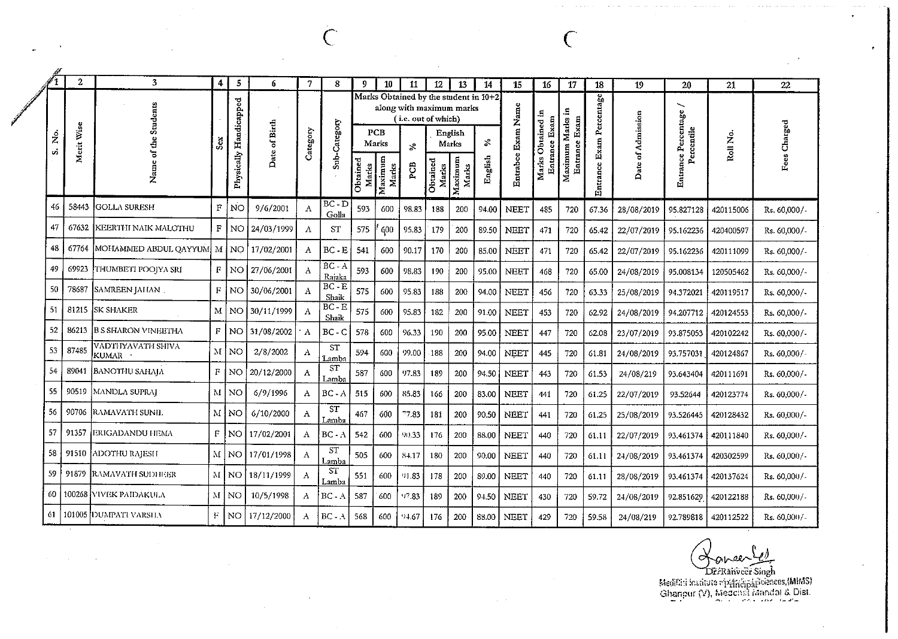| 1 | 2 | 3 | 4 | 5 | 6 | 7 | 8 | 9 | 10 | 11 | 12 | 13 | 14 | 15 | 16 | 17 | 18 | 19 | 20 | 21 | 22 |
|---|---|---|---|---|---|---|---|---|---|---|---|---|---|---|---|---|---|---|---|---|---|
| S. No. | Merit Wise | Name of the Students | Sex | Physically Handicapped | Date of Birth | Category | Sub-Category | Marks Obtained by the student in 10+2 along with maximum marks (i.e. out of which) | | | | | | Entrabce Exam Name | Marks Obtained in Entrance Exam | Maximum Marks in Entrance Exam | Entrance Exam Percentage | Date of Admission | Entrance Percentage / Percentile | Roll No. | Fees Charged |
| | | | | | | | | PCB Marks | | % | English Marks | | % | | | | | | | | |
| | | | | | | | | Obtained Marks | Maximum Marks | PCB | Obtained Marks | Maximum Marks | English | | | | | | | | |
| 46 | 58443 | GOLLA SURESH | F | NO | 9/6/2001 | A | BC - D Golla | 593 | 600 | 98.83 | 188 | 200 | 94.00 | NEET | 485 | 720 | 67.36 | 28/08/2019 | 95.827128 | 420115006 | Rs. 60,000/- |
| 47 | 67632 | KEERTHI NAIK MALOTHU | F | NO | 24/03/1999 | A | ST | 575 | 600 | 95.83 | 179 | 200 | 89.50 | NEET | 471 | 720 | 65.42 | 22/07/2019 | 95.162236 | 420400597 | Rs. 60,000/- |
| 48 | 67764 | MOHAMMED ABDUL QAYYUM | M | NO | 17/02/2001 | A | BC - E | 541 | 600 | 90.17 | 170 | 200 | 85.00 | NEET | 471 | 720 | 65.42 | 22/07/2019 | 95.162236 | 420111099 | Rs. 60,000/- |
| 49 | 69923 | THUMBETI POOJYA SRI | F | NO | 27/06/2001 | A | BC - A Rajaka | 593 | 600 | 98.83 | 190 | 200 | 95.00 | NEET | 468 | 720 | 65.00 | 24/08/2019 | 95.008134 | 120505462 | Rs. 60,000/- |
| 50 | 78687 | SAMREEN JAHAN | F | NO | 30/06/2001 | A | BC - E Shaik | 575 | 600 | 95.83 | 188 | 200 | 94.00 | NEET | 456 | 720 | 63.33 | 25/08/2019 | 94.372021 | 420119517 | Rs. 60,000/- |
| 51 | 81215 | SK SHAKER | M | NO | 30/11/1999 | A | BC - E Shaik | 575 | 600 | 95.83 | 182 | 200 | 91.00 | NEET | 453 | 720 | 62.92 | 24/08/2019 | 94.207712 | 420124553 | Rs. 60,000/- |
| 52 | 86213 | B S SHARON VINEETHA | F | NO | 31/08/2002 | A | BC - C | 578 | 600 | 96.33 | 190 | 200 | 95.00 | NEET | 447 | 720 | 62.08 | 23/07/2019 | 93.875053 | 420102242 | Rs. 60,000/- |
| 53 | 87485 | VADTHYAVATH SHIVA KUMAR | M | NO | 2/8/2002 | A | ST Lamba | 594 | 600 | 99.00 | 188 | 200 | 94.00 | NEET | 445 | 720 | 61.81 | 24/08/2019 | 93.757031 | 420124867 | Rs. 60,000/- |
| 54 | 89041 | BANOTHU SAHAJA | F | NO | 20/12/2000 | A | ST Lamba | 587 | 600 | 97.83 | 189 | 200 | 94.50 | NEET | 443 | 720 | 61.53 | 24/08/2019 | 93.643404 | 420111691 | Rs. 60,000/- |
| 55 | 90519 | MANDLA SUPRAJ | M | NO | 6/9/1996 | A | BC - A | 515 | 600 | 85.83 | 166 | 200 | 83.00 | NEET | 441 | 720 | 61.25 | 22/07/2019 | 93.52644 | 420123774 | Rs. 60,000/- |
| 56 | 90706 | RAMAVATH SUNIL | M | NO | 6/10/2000 | A | ST Lamba | 467 | 600 | 77.83 | 181 | 200 | 90.50 | NEET | 441 | 720 | 61.25 | 25/08/2019 | 93.526445 | 420128432 | Rs. 60,000/- |
| 57 | 91357 | ERIGADANDU HEMA | F | NO | 17/02/2001 | A | BC - A | 542 | 600 | 90.33 | 176 | 200 | 88.00 | NEET | 440 | 720 | 61.11 | 22/07/2019 | 93.461374 | 420111840 | Rs. 60,000/- |
| 58 | 91510 | ADOTHU RAJESH | M | NO | 17/01/1998 | A | ST Lamba | 505 | 600 | 84.17 | 180 | 200 | 90.00 | NEET | 440 | 720 | 61.11 | 24/08/2019 | 93.461374 | 420302599 | Rs. 60,000/- |
| 59 | 91879 | RAMAVATH SUDHEER | M | NO | 18/11/1999 | A | ST Lamba | 551 | 600 | 91.83 | 178 | 200 | 89.00 | NEET | 440 | 720 | 61.11 | 28/08/2019 | 93.461374 | 420137624 | Rs. 60,000/- |
| 60 | 100268 | VIVEK PAIDAKULA | M | NO | 10/5/1998 | A | BC - A | 587 | 600 | 97.83 | 189 | 200 | 94.50 | NEET | 430 | 720 | 59.72 | 24/08/2019 | 92.851629 | 420122188 | Rs. 60,000/- |
| 61 | 101005 | DUMPATI VARSHA | F | NO | 17/12/2000 | A | BC - A | 568 | 600 | 94.67 | 176 | 200 | 88.00 | NEET | 429 | 720 | 59.58 | 24/08/219 | 92.789818 | 420112522 | Rs. 60,000/- |

Dr. Ranveer Singh
Principal
MediCiti Institute of Medical Sciences,(MIMS)
Ghanpur (V), Medchal Mandal & Dist.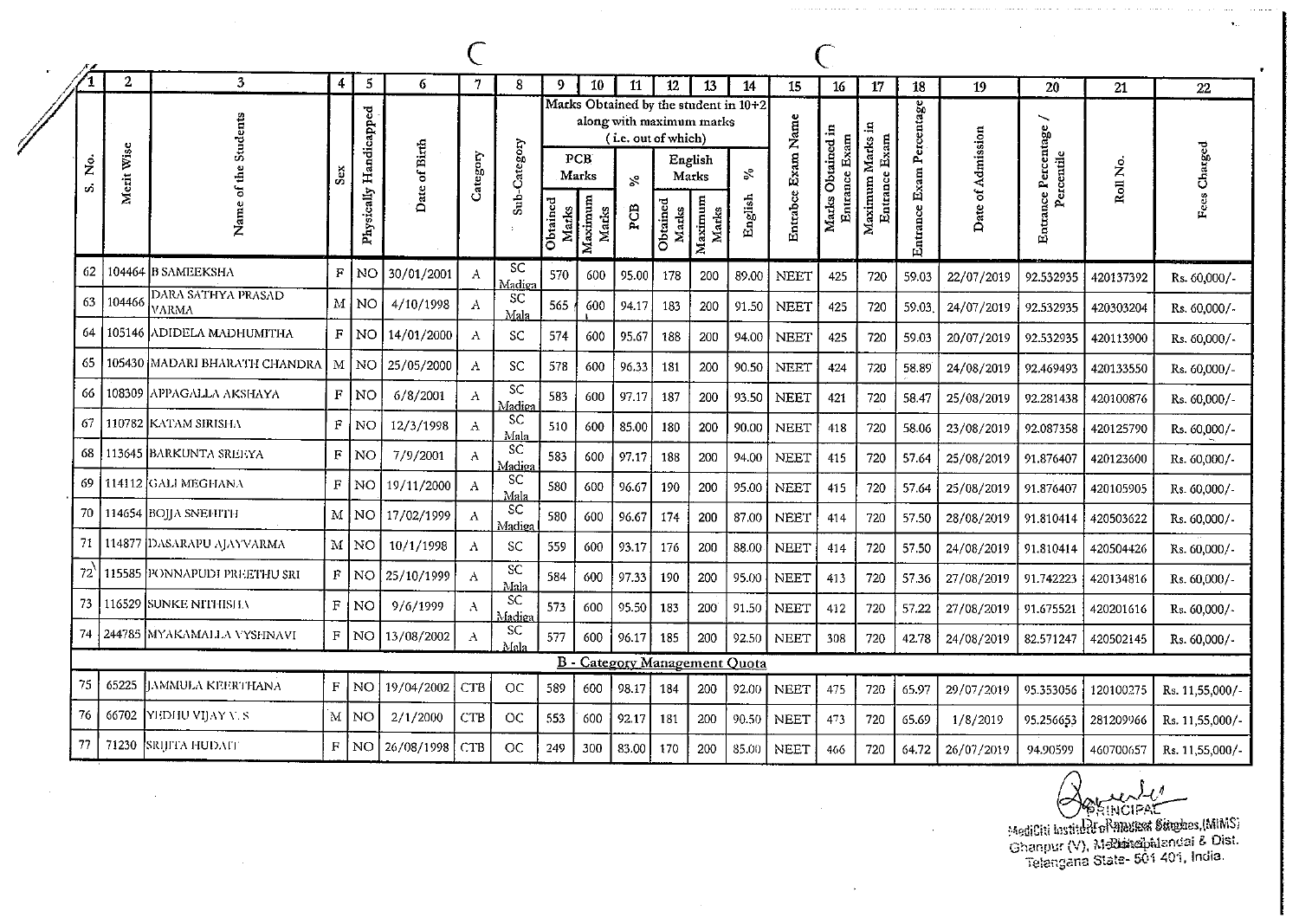| 1 | 2 | 3 | 4 | 5 | 6 | 7 | 8 | 9 | 10 | 11 | 12 | 13 | 14 | 15 | 16 | 17 | 18 | 19 | 20 | 21 | 22 |
|---|---|---|---|---|---|---|---|---|---|---|---|---|---|---|---|---|---|---|---|---|---|
| S. No. | Merit Wise | Name of the Students | Sex | Physically Handicapped | Date of Birth | Category | Sub-Category | Marks Obtained by the student in 10+2 along with maximum marks ( i.e. out of which) | | | | | | Entrabce Exam Name | Marks Obtained in Entrance Exam | Maximum Marks in Entrance Exam | Entrance Exam Percentage | Date of Admission | Entrance Percentage / Percentile | Roll No. | Fees Charged |
| | | | | | | | | PCB Marks | | % | English Marks | | % | | | | | | | | |
| | | | | | | | | Obtained Marks | Maximum Marks | PCB | Obtained Marks | Maximum Marks | English | | | | | | | | |
| 62 | 104464 | B SAMEEKSHA | F | NO | 30/01/2001 | A | SC Madiga | 570 | 600 | 95.00 | 178 | 200 | 89.00 | NEET | 425 | 720 | 59.03 | 22/07/2019 | 92.532935 | 420137392 | Rs. 60,000/- |
| 63 | 104466 | DARA SATHYA PRASAD VARMA | M | NO | 4/10/1998 | A | SC Mala | 565 | 600 | 94.17 | 183 | 200 | 91.50 | NEET | 425 | 720 | 59.03 | 24/07/2019 | 92.532935 | 420303204 | Rs. 60,000/- |
| 64 | 105146 | ADIDELA MADHUMITHA | F | NO | 14/01/2000 | A | SC | 574 | 600 | 95.67 | 188 | 200 | 94.00 | NEET | 425 | 720 | 59.03 | 20/07/2019 | 92.532935 | 420113900 | Rs. 60,000/- |
| 65 | 105430 | MADARI BHARATH CHANDRA | M | NO | 25/05/2000 | A | SC | 578 | 600 | 96.33 | 181 | 200 | 90.50 | NEET | 424 | 720 | 58.89 | 24/08/2019 | 92.469493 | 420133550 | Rs. 60,000/- |
| 66 | 108309 | APPAGALLA AKSHAYA | F | NO | 6/8/2001 | A | SC Madiga | 583 | 600 | 97.17 | 187 | 200 | 93.50 | NEET | 421 | 720 | 58.47 | 25/08/2019 | 92.281438 | 420100876 | Rs. 60,000/- |
| 67 | 110782 | KATAM SIRISHA | F | NO | 12/3/1998 | A | SC Mala | 510 | 600 | 85.00 | 180 | 200 | 90.00 | NEET | 418 | 720 | 58.06 | 23/08/2019 | 92.087358 | 420125790 | Rs. 60,000/- |
| 68 | 113645 | BARKUNTA SREEYA | F | NO | 7/9/2001 | A | SC Madiga | 583 | 600 | 97.17 | 188 | 200 | 94.00 | NEET | 415 | 720 | 57.64 | 25/08/2019 | 91.876407 | 420123600 | Rs. 60,000/- |
| 69 | 114112 | GALI MEGHANA | F | NO | 19/11/2000 | A | SC Mala | 580 | 600 | 96.67 | 190 | 200 | 95.00 | NEET | 415 | 720 | 57.64 | 25/08/2019 | 91.876407 | 420105905 | Rs. 60,000/- |
| 70 | 114654 | BOJJA SNEHITH | M | NO | 17/02/1999 | A | SC Madiga | 580 | 600 | 96.67 | 174 | 200 | 87.00 | NEET | 414 | 720 | 57.50 | 28/08/2019 | 91.810414 | 420503622 | Rs. 60,000/- |
| 71 | 114877 | DASARAPU AJAYVARMA | M | NO | 10/1/1998 | A | SC | 559 | 600 | 93.17 | 176 | 200 | 88.00 | NEET | 414 | 720 | 57.50 | 24/08/2019 | 91.810414 | 420504426 | Rs. 60,000/- |
| 72 | 115585 | PONNAPUDI PREETHU SRI | F | NO | 25/10/1999 | A | SC Mala | 584 | 600 | 97.33 | 190 | 200 | 95.00 | NEET | 413 | 720 | 57.36 | 27/08/2019 | 91.742223 | 420134816 | Rs. 60,000/- |
| 73 | 116529 | SUNKE NITHISHA | F | NO | 9/6/1999 | A | SC Madiga | 573 | 600 | 95.50 | 183 | 200 | 91.50 | NEET | 412 | 720 | 57.22 | 27/08/2019 | 91.675521 | 420201616 | Rs. 60,000/- |
| 74 | 244785 | MYAKAMALLA VYSHNAVI | F | NO | 13/08/2002 | A | SC Mala | 577 | 600 | 96.17 | 185 | 200 | 92.50 | NEET | 308 | 720 | 42.78 | 24/08/2019 | 82.571247 | 420502145 | Rs. 60,000/- |
| **B - Category Management Quota** | | | | | | | | | | | | | | | | | | | | | |
| 75 | 65225 | JAMMULA KEERTHANA | F | NO | 19/04/2002 | CTB | OC | 589 | 600 | 98.17 | 184 | 200 | 92.00 | NEET | 475 | 720 | 65.97 | 29/07/2019 | 95.353056 | 120100275 | Rs. 11,55,000/- |
| 76 | 66702 | YEDHU VIJAY V. S | M | NO | 2/1/2000 | CTB | OC | 553 | 600 | 92.17 | 181 | 200 | 90.50 | NEET | 473 | 720 | 65.69 | 1/8/2019 | 95.256653 | 281209966 | Rs. 11,55,000/- |
| 77 | 71230 | SRIJITA HUDAIT | F | NO | 26/08/1998 | CTB | OC | 249 | 300 | 83.00 | 170 | 200 | 85.00 | NEET | 466 | 720 | 64.72 | 26/07/2019 | 94.90599 | 460700657 | Rs. 11,55,000/- |

PRINCIPAL
Dr. Rameez Singhes,(MIMS)
MediCiti Institute of Medical Sciences
Ghanpur (V), Medchal-Malkajgiri Mandal & Dist.
Telangana State- 501 401, India.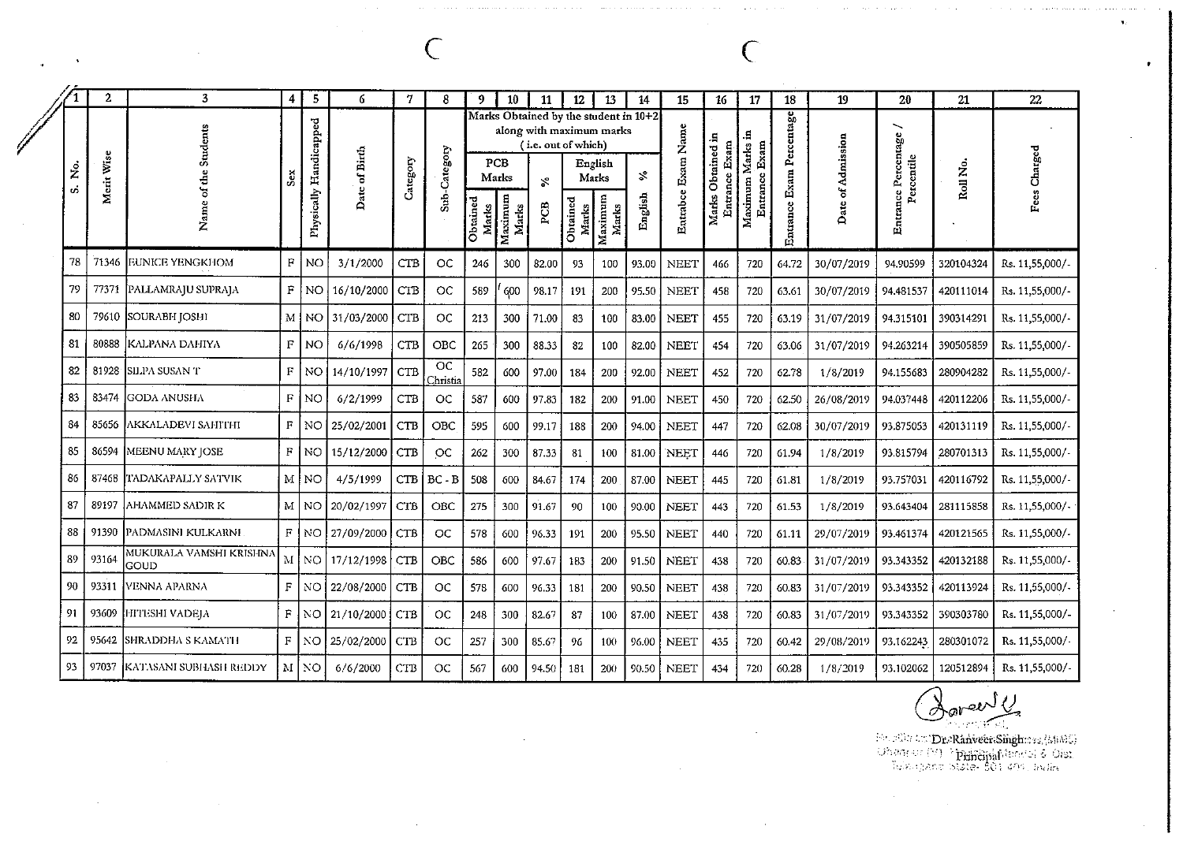| 1 | 2 | 3 | 4 | 5 | 6 | 7 | 8 | 9 | 10 | 11 | 12 | 13 | 14 | 15 | 16 | 17 | 18 | 19 | 20 | 21 | 22 |
|---|---|---|---|---|---|---|---|---|---|---|---|---|---|---|---|---|---|---|---|---|---|
| S. No. | Merit Wise | Name of the Students | Sex | Physically Handicapped | Date of Birth | Category | Sub-Category | Marks Obtained by the student in 10+2 along with maximum marks ( i.e. out of which) | | | | | | Entrabce Exam Name | Marks Obtained in Entrance Exam | Maximum Marks in Entrance Exam | Entrance Exam Percentage | Date of Admission | Entrance Percentage / Percentile | Roll No. | Fees Charged |
| | | | | | | | | PCB Marks | | % | English Marks | | % | | | | | | | | |
| | | | | | | | | Obtained Marks | Maximum Marks | PCB | Obtained Marks | Maximum Marks | English | | | | | | | | |
| 78 | 71346 | EUNICE YENGKHOM | F | NO | 3/1/2000 | CTB | OC | 246 | 300 | 82.00 | 93 | 100 | 93.00 | NEET | 466 | 720 | 64.72 | 30/07/2019 | 94.90599 | 320104324 | Rs. 11,55,000/- |
| 79 | 77371 | PALLAMRAJU SUPRAJA | F | NO | 16/10/2000 | CTB | OC | 589 | 600 | 98.17 | 191 | 200 | 95.50 | NEET | 458 | 720 | 63.61 | 30/07/2019 | 94.481537 | 420111014 | Rs. 11,55,000/- |
| 80 | 79610 | SOURABH JOSHI | M | NO | 31/03/2000 | CTB | OC | 213 | 300 | 71.00 | 83 | 100 | 83.00 | NEET | 455 | 720 | 63.19 | 31/07/2019 | 94.315101 | 390314291 | Rs. 11,55,000/- |
| 81 | 80888 | KALPANA DAHIYA | F | NO | 6/6/1998 | CTB | OBC | 265 | 300 | 88.33 | 82 | 100 | 82.00 | NEET | 454 | 720 | 63.06 | 31/07/2019 | 94.263214 | 390505859 | Rs. 11,55,000/- |
| 82 | 81928 | SILPA SUSAN T | F | NO | 14/10/1997 | CTB | OC Christia | 582 | 600 | 97.00 | 184 | 200 | 92.00 | NEET | 452 | 720 | 62.78 | 1/8/2019 | 94.155683 | 280904282 | Rs. 11,55,000/- |
| 83 | 83474 | GODA ANUSHA | F | NO | 6/2/1999 | CTB | OC | 587 | 600 | 97.83 | 182 | 200 | 91.00 | NEET | 450 | 720 | 62.50 | 26/08/2019 | 94.037448 | 420112206 | Rs. 11,55,000/- |
| 84 | 85656 | AKKALADEVI SAHITHI | F | NO | 25/02/2001 | CTB | OBC | 595 | 600 | 99.17 | 188 | 200 | 94.00 | NEET | 447 | 720 | 62.08 | 30/07/2019 | 93.875053 | 420131119 | Rs. 11,55,000/- |
| 85 | 86594 | MEENU MARY JOSE | F | NO | 15/12/2000 | CTB | OC | 262 | 300 | 87.33 | 81 | 100 | 81.00 | NEET | 446 | 720 | 61.94 | 1/8/2019 | 93.815794 | 280701313 | Rs. 11,55,000/- |
| 86 | 87468 | TADAKAPALLY SATVIK | M | NO | 4/5/1999 | CTB | BC - B | 508 | 600 | 84.67 | 174 | 200 | 87.00 | NEET | 445 | 720 | 61.81 | 1/8/2019 | 93.757031 | 420116792 | Rs. 11,55,000/- |
| 87 | 89197 | AHAMMED SADIR K | M | NO | 20/02/1997 | CTB | OBC | 275 | 300 | 91.67 | 90 | 100 | 90.00 | NEET | 443 | 720 | 61.53 | 1/8/2019 | 93.643404 | 281115858 | Rs. 11,55,000/- |
| 88 | 91390 | PADMASINI KULKARNI | F | NO | 27/09/2000 | CTB | OC | 578 | 600 | 96.33 | 191 | 200 | 95.50 | NEET | 440 | 720 | 61.11 | 29/07/2019 | 93.461374 | 420121565 | Rs. 11,55,000/- |
| 89 | 93164 | MUKURALA VAMSHI KRISHNA GOUD | M | NO | 17/12/1998 | CTB | OBC | 586 | 600 | 97.67 | 183 | 200 | 91.50 | NEET | 438 | 720 | 60.83 | 31/07/2019 | 93.343352 | 420132188 | Rs. 11,55,000/- |
| 90 | 93311 | VENNA APARNA | F | NO | 22/08/2000 | CTB | OC | 578 | 600 | 96.33 | 181 | 200 | 90.50 | NEET | 438 | 720 | 60.83 | 31/07/2019 | 93.343352 | 420113924 | Rs. 11,55,000/- |
| 91 | 93609 | HITESHI VADEJA | F | NO | 21/10/2000 | CTB | OC | 248 | 300 | 82.67 | 87 | 100 | 87.00 | NEET | 438 | 720 | 60.83 | 31/07/2019 | 93.343352 | 390303780 | Rs. 11,55,000/- |
| 92 | 95642 | SHRADDHA S KAMATH | F | NO | 25/02/2000 | CTB | OC | 257 | 300 | 85.67 | 96 | 100 | 96.00 | NEET | 435 | 720 | 60.42 | 29/08/2019 | 93.162243 | 280301072 | Rs. 11,55,000/- |
| 93 | 97037 | KATASANI SUBHASH REDDY | M | NO | 6/6/2000 | CTB | OC | 567 | 600 | 94.50 | 181 | 200 | 90.50 | NEET | 434 | 720 | 60.28 | 1/8/2019 | 93.102062 | 120512894 | Rs. 11,55,000/- |

Dr. Ranveer Singh
Principal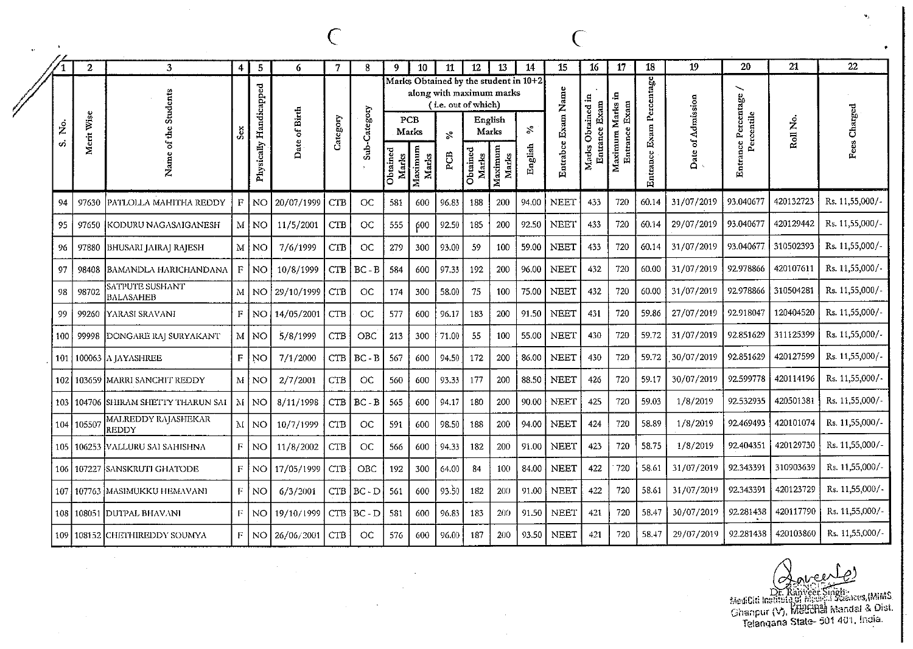| 1 | 2 | 3 | 4 | 5 | 6 | 7 | 8 | 9 | 10 | 11 | 12 | 13 | 14 | 15 | 16 | 17 | 18 | 19 | 20 | 21 | 22 |
|---|---|---|---|---|---|---|---|---|---|---|---|---|---|---|---|---|---|---|---|---|---|
| S. No. | Merit Wise | Name of the Students | Sex | Physically Handicapped | Date of Birth | Category | Sub-Category | Marks Obtained by the student in 10+2 along with maximum marks ( i.e. out of which) | | | | | | Entrabce Exam Name | Marks Obtained in Entrance Exam | Maximum Marks in Entrance Exam | Entrance Exam Percentage | Date of Admission | Entrance Percentage / Percentile | Roll No. | Fees Charged |
| | | | | | | | | PCB Marks | | % | English Marks | | % | | | | | | | | |
| | | | | | | | | Obtained Marks | Maximum Marks | PCB | Obtained Marks | Maximum Marks | English | | | | | | | | |
| 94 | 97630 | PATLOLLA MAHITHA REDDY | F | NO | 20/07/1999 | CTB | OC | 581 | 600 | 96.83 | 188 | 200 | 94.00 | NEET | 433 | 720 | 60.14 | 31/07/2019 | 93.040677 | 420132723 | Rs. 11,55,000/- |
| 95 | 97650 | KODURU NAGASAIGANESH | M | NO | 11/5/2001 | CTB | OC | 555 | 600 | 92.50 | 185 | 200 | 92.50 | NEET | 433 | 720 | 60.14 | 29/07/2019 | 93.040677 | 420129442 | Rs. 11,55,000/- |
| 96 | 97880 | BHUSARI JAIRAJ RAJESH | M | NO | 7/6/1999 | CTB | OC | 279 | 300 | 93.00 | 59 | 100 | 59.00 | NEET | 433 | 720 | 60.14 | 31/07/2019 | 93.040677 | 310502393 | Rs. 11,55,000/- |
| 97 | 98408 | BAMANDLA HARICHANDANA | F | NO | 10/8/1999 | CTB | BC - B | 584 | 600 | 97.33 | 192 | 200 | 96.00 | NEET | 432 | 720 | 60.00 | 31/07/2019 | 92.978866 | 420107611 | Rs. 11,55,000/- |
| 98 | 98702 | SATPUTE SUSHANT BALASAHEB | M | NO | 29/10/1999 | CTB | OC | 174 | 300 | 58.00 | 75 | 100 | 75.00 | NEET | 432 | 720 | 60.00 | 31/07/2019 | 92.978866 | 310504281 | Rs. 11,55,000/- |
| 99 | 99260 | YARASI SRAVANI | F | NO | 14/05/2001 | CTB | OC | 577 | 600 | 96.17 | 183 | 200 | 91.50 | NEET | 431 | 720 | 59.86 | 27/07/2019 | 92.918047 | 120404520 | Rs. 11,55,000/- |
| 100 | 99998 | DONGARE RAJ SURYAKANT | M | NO | 5/8/1999 | CTB | OBC | 213 | 300 | 71.00 | 55 | 100 | 55.00 | NEET | 430 | 720 | 59.72 | 31/07/2019 | 92.851629 | 311125399 | Rs. 11,55,000/- |
| 101 | 100063 | A JAYASHREE | F | NO | 7/1/2000 | CTB | BC - B | 567 | 600 | 94.50 | 172 | 200 | 86.00 | NEET | 430 | 720 | 59.72 | 30/07/2019 | 92.851629 | 420127599 | Rs. 11,55,000/- |
| 102 | 103659 | MARRI SANCHIT REDDY | M | NO | 2/7/2001 | CTB | OC | 560 | 600 | 93.33 | 177 | 200 | 88.50 | NEET | 426 | 720 | 59.17 | 30/07/2019 | 92.599778 | 420114196 | Rs. 11,55,000/- |
| 103 | 104706 | SHIRAM SHETTY THARUN SAI | M | NO | 8/11/1998 | CTB | BC - B | 565 | 600 | 94.17 | 180 | 200 | 90.00 | NEET | 425 | 720 | 59.03 | 1/8/2019 | 92.532935 | 420501381 | Rs. 11,55,000/- |
| 104 | 105507 | MALREDDY RAJASHEKAR REDDY | M | NO | 10/7/1999 | CTB | OC | 591 | 600 | 98.50 | 188 | 200 | 94.00 | NEET | 424 | 720 | 58.89 | 1/8/2019 | 92.469493 | 420101074 | Rs. 11,55,000/- |
| 105 | 106253 | VALLURU SAI SAHISHNA | F | NO | 11/8/2002 | CTB | OC | 566 | 600 | 94.33 | 182 | 200 | 91.00 | NEET | 423 | 720 | 58.75 | 1/8/2019 | 92.404351 | 420129730 | Rs. 11,55,000/- |
| 106 | 107227 | SANSKRUTI GHATODE | F | NO | 17/05/1999 | CTB | OBC | 192 | 300 | 64.00 | 84 | 100 | 84.00 | NEET | 422 | 720 | 58.61 | 31/07/2019 | 92.343391 | 310903639 | Rs. 11,55,000/- |
| 107 | 107763 | MASIMUKKU HEMAVANI | F | NO | 6/3/2001 | CTB | BC - D | 561 | 600 | 93.50 | 182 | 200 | 91.00 | NEET | 422 | 720 | 58.61 | 31/07/2019 | 92.343391 | 420123729 | Rs. 11,55,000/- |
| 108 | 108051 | DUTPAL BHAVANI | F | NO | 19/10/1999 | CTB | BC - D | 581 | 600 | 96.83 | 183 | 200 | 91.50 | NEET | 421 | 720 | 58.47 | 30/07/2019 | 92.281438 | 420117790 | Rs. 11,55,000/- |
| 109 | 108152 | CHETHIREDDY SOUMYA | F | NO | 26/06/2001 | CTB | OC | 576 | 600 | 96.00 | 187 | 200 | 93.50 | NEET | 421 | 720 | 58.47 | 29/07/2019 | 92.281438 | 420103860 | Rs. 11,55,000/- |

Dr. Ranveer Singh
Principal
MediCiti Institute of Medical Sciences,(MIMS)
Ghanpur (V), Medchal Mandal & Dist.
Telangana State- 501 401, India.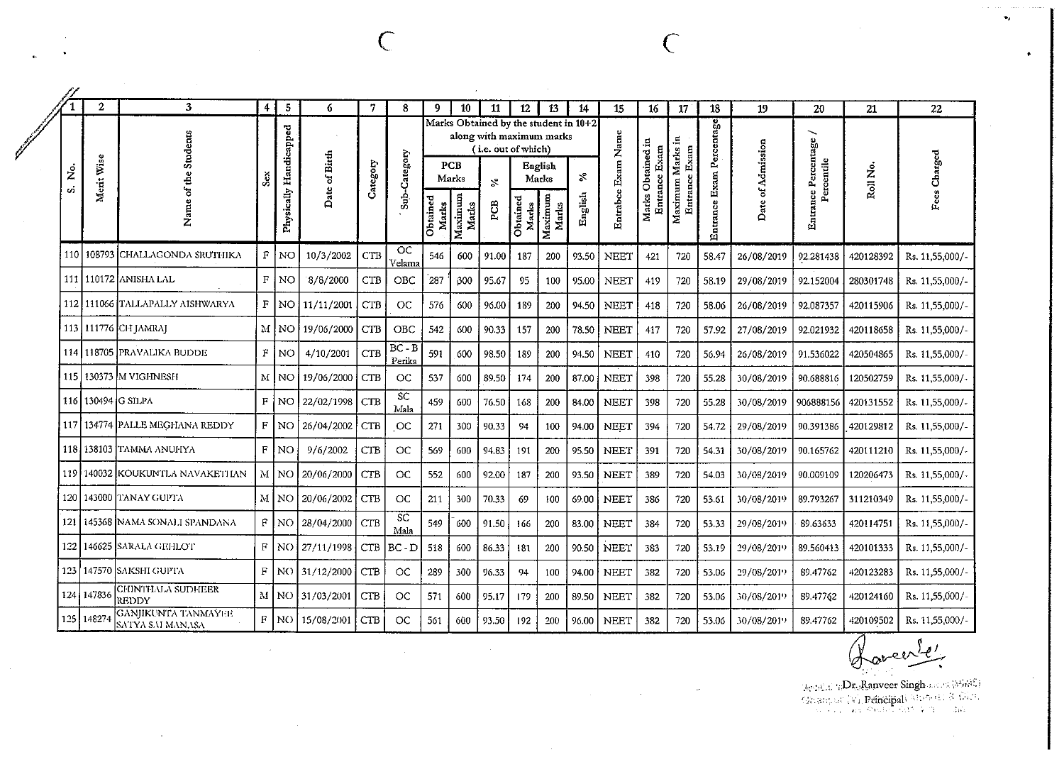| 1 | 2 | 3 | 4 | 5 | 6 | 7 | 8 | 9 | 10 | 11 | 12 | 13 | 14 | 15 | 16 | 17 | 18 | 19 | 20 | 21 | 22 |
|---|---|---|---|---|---|---|---|---|---|---|---|---|---|---|---|---|---|---|---|---|---|
| S. No. | Merit Wise | Name of the Students | Sex | Physically Handicapped | Date of Birth | Category | Sub-Category | Marks Obtained by the student in 10+2 along with maximum marks (i.e. out of which) | | | | | | Entrabce Exam Name | Marks Obtained in Entrance Exam | Maximum Marks in Entrance Exam | Entrance Exam Percentage | Date of Admission | Entrance Percentage / Percentile | Roll No. | Fees Charged |
| | | | | | | | | PCB Marks | | % | English Marks | | % | | | | | | | | |
| | | | | | | | | Obtained Marks | Maximum Marks | PCB | Obtained Marks | Maximum Marks | English | | | | | | | | |
| 110 | 108793 | CHALLAGONDA SRUTHIKA | F | NO | 10/3/2002 | CTB | OC Velama | 546 | 600 | 91.00 | 187 | 200 | 93.50 | NEET | 421 | 720 | 58.47 | 26/08/2019 | 92.281438 | 420128392 | Rs. 11,55,000/- |
| 111 | 110172 | ANISHA LAL | F | NO | 8/8/2000 | CTB | OBC | 287 | 300 | 95.67 | 95 | 100 | 95.00 | NEET | 419 | 720 | 58.19 | 29/08/2019 | 92.152004 | 280301748 | Rs. 11,55,000/- |
| 112 | 111066 | TALLAPALLY AISHWARYA | F | NO | 11/11/2001 | CTB | OC | 576 | 600 | 96.00 | 189 | 200 | 94.50 | NEET | 418 | 720 | 58.06 | 26/08/2019 | 92.087357 | 420115906 | Rs. 11,55,000/- |
| 113 | 111776 | CH JAMRAJ | M | NO | 19/06/2000 | CTB | OBC | 542 | 600 | 90.33 | 157 | 200 | 78.50 | NEET | 417 | 720 | 57.92 | 27/08/2019 | 92.021932 | 420118658 | Rs. 11,55,000/- |
| 114 | 118705 | PRAVALIKA BUDDE | F | NO | 4/10/2001 | CTB | BC - B Perika | 591 | 600 | 98.50 | 189 | 200 | 94.50 | NEET | 410 | 720 | 56.94 | 26/08/2019 | 91.536022 | 420504865 | Rs. 11,55,000/- |
| 115 | 130373 | M VIGHNESH | M | NO | 19/06/2000 | CTB | OC | 537 | 600 | 89.50 | 174 | 200 | 87.00 | NEET | 398 | 720 | 55.28 | 30/08/2019 | 90.688816 | 120502759 | Rs. 11,55,000/- |
| 116 | 130494 | G SILPA | F | NO | 22/02/1998 | CTB | SC Mala | 459 | 600 | 76.50 | 168 | 200 | 84.00 | NEET | 398 | 720 | 55.28 | 30/08/2019 | 906888156 | 420131552 | Rs. 11,55,000/- |
| 117 | 134774 | PALLE MEGHANA REDDY | F | NO | 26/04/2002 | CTB | OC | 271 | 300 | 90.33 | 94 | 100 | 94.00 | NEET | 394 | 720 | 54.72 | 29/08/2019 | 90.391386 | 420129812 | Rs. 11,55,000/- |
| 118 | 138103 | TAMMA ANUHYA | F | NO | 9/6/2002 | CTB | OC | 569 | 600 | 94.83 | 191 | 200 | 95.50 | NEET | 391 | 720 | 54.31 | 30/08/2019 | 90.165762 | 420111210 | Rs. 11,55,000/- |
| 119 | 140032 | KOUKUNTLA NAVAKETHAN | M | NO | 20/06/2000 | CTB | OC | 552 | 600 | 92.00 | 187 | 200 | 93.50 | NEET | 389 | 720 | 54.03 | 30/08/2019 | 90.009109 | 120206473 | Rs. 11,55,000/- |
| 120 | 143000 | TANAY GUPTA | M | NO | 20/06/2002 | CTB | OC | 211 | 300 | 70.33 | 69 | 100 | 69.00 | NEET | 386 | 720 | 53.61 | 30/08/2019 | 89.793267 | 311210349 | Rs. 11,55,000/- |
| 121 | 145368 | NAMA SONALI SPANDANA | F | NO | 28/04/2000 | CTB | SC Mala | 549 | 600 | 91.50 | 166 | 200 | 83.00 | NEET | 384 | 720 | 53.33 | 29/08/2019 | 89.63633 | 420114751 | Rs. 11,55,000/- |
| 122 | 146625 | SARALA GEHLOT | F | NO | 27/11/1998 | CTB | BC - D | 518 | 600 | 86.33 | 181 | 200 | 90.50 | NEET | 383 | 720 | 53.19 | 29/08/2019 | 89.560413 | 420101333 | Rs. 11,55,000/- |
| 123 | 147570 | SAKSHI GUPTA | F | NO | 31/12/2000 | CTB | OC | 289 | 300 | 96.33 | 94 | 100 | 94.00 | NEET | 382 | 720 | 53.06 | 29/08/2019 | 89.47762 | 420123283 | Rs. 11,55,000/- |
| 124 | 147836 | CHINTHALA SUDHEER REDDY | M | NO | 31/03/2001 | CTB | OC | 571 | 600 | 95.17 | 179 | 200 | 89.50 | NEET | 382 | 720 | 53.06 | 30/08/2019 | 89.47762 | 420124160 | Rs. 11,55,000/- |
| 125 | 148274 | GANJIKUNTA TANMAYEE SATYA SAI MANASA | F | NO | 15/08/2001 | CTB | OC | 561 | 600 | 93.50 | 192 | 200 | 96.00 | NEET | 382 | 720 | 53.06 | 30/08/2019 | 89.47762 | 420109502 | Rs. 11,55,000/- |

Dr. Ranveer Singh
Principal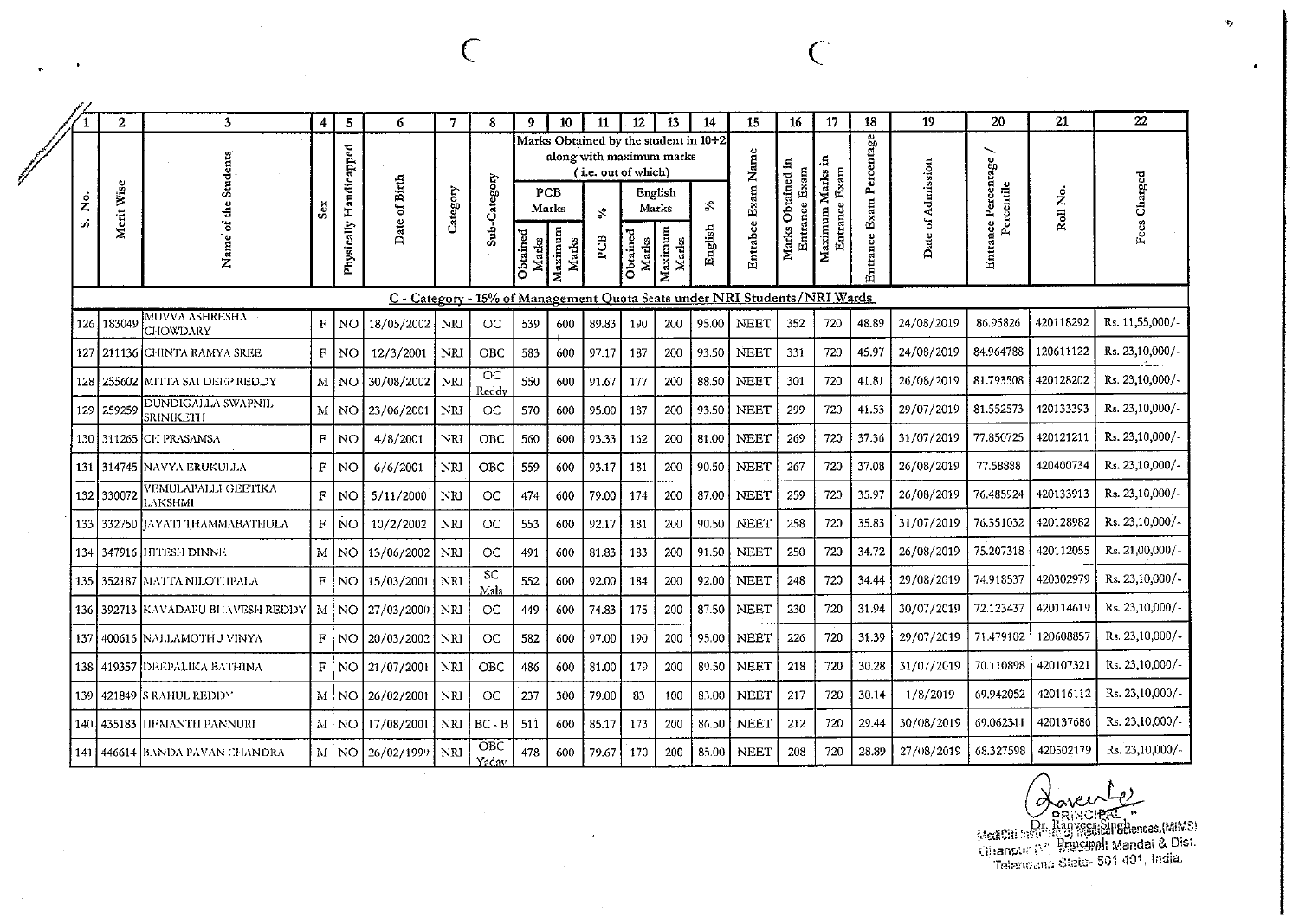| 1 | 2 | 3 | 4 | 5 | 6 | 7 | 8 | 9 | 10 | 11 | 12 | 13 | 14 | 15 | 16 | 17 | 18 | 19 | 20 | 21 | 22 |
|---|---|---|---|---|---|---|---|---|---|---|---|---|---|---|---|---|---|---|---|---|---|
| S. No. | Merit Wise | Name of the Students | Sex | Physically Handicapped | Date of Birth | Category | Sub-Category | Marks Obtained by the student in 10+2 along with maximum marks (i.e. out of which) | | | | | | Entrabce Exam Name | Marks Obtained in Entrance Exam | Maximum Marks in Entrance Exam | Entrance Exam Percentage | Date of Admission | Entrance Percentage / Percentile | Roll No. | Fees Charged |
| | | | | | | | | PCB Marks | | % | English Marks | | % | | | | | | | | |
| | | | | | | | | Obtained Marks | Maximum Marks | PCB | Obtained Marks | Maximum Marks | English | | | | | | | | |
| C - Category - 15% of Management Quota Seats under NRI Students/NRI Wards | | | | | | | | | | | | | | | | | | | | | |
| 126 | 183049 | MUVVA ASHRESHA CHOWDARY | F | NO | 18/05/2002 | NRI | OC | 539 | 600 | 89.83 | 190 | 200 | 95.00 | NEET | 352 | 720 | 48.89 | 24/08/2019 | 86.95826 | 420118292 | Rs. 11,55,000/- |
| 127 | 211136 | CHINTA RAMYA SREE | F | NO | 12/3/2001 | NRI | OBC | 583 | 600 | 97.17 | 187 | 200 | 93.50 | NEET | 331 | 720 | 45.97 | 24/08/2019 | 84.964788 | 120611122 | Rs. 23,10,000/- |
| 128 | 255602 | MITTA SAI DEEP REDDY | M | NO | 30/08/2002 | NRI | OC Reddy | 550 | 600 | 91.67 | 177 | 200 | 88.50 | NEET | 301 | 720 | 41.81 | 26/08/2019 | 81.793508 | 420128202 | Rs. 23,10,000/- |
| 129 | 259259 | DUNDIGALLA SWAPNIL SRINIKETH | M | NO | 23/06/2001 | NRI | OC | 570 | 600 | 95.00 | 187 | 200 | 93.50 | NEET | 299 | 720 | 41.53 | 29/07/2019 | 81.552573 | 420133393 | Rs. 23,10,000/- |
| 130 | 311265 | CH PRASAMSA | F | NO | 4/8/2001 | NRI | OBC | 560 | 600 | 93.33 | 162 | 200 | 81.00 | NEET | 269 | 720 | 37.36 | 31/07/2019 | 77.850725 | 420121211 | Rs. 23,10,000/- |
| 131 | 314745 | NAVYA ERUKULLA | F | NO | 6/6/2001 | NRI | OBC | 559 | 600 | 93.17 | 181 | 200 | 90.50 | NEET | 267 | 720 | 37.08 | 26/08/2019 | 77.58888 | 420400734 | Rs. 23,10,000/- |
| 132 | 330072 | VEMULAPALLI GEETIKA LAKSHMI | F | NO | 5/11/2000 | NRI | OC | 474 | 600 | 79.00 | 174 | 200 | 87.00 | NEET | 259 | 720 | 35.97 | 26/08/2019 | 76.485924 | 420133913 | Rs. 23,10,000/- |
| 133 | 332750 | JAYATI THAMMABATHULA | F | NO | 10/2/2002 | NRI | OC | 553 | 600 | 92.17 | 181 | 200 | 90.50 | NEET | 258 | 720 | 35.83 | 31/07/2019 | 76.351032 | 420128982 | Rs. 23,10,000/- |
| 134 | 347916 | HITESH DINNE | M | NO | 13/06/2002 | NRI | OC | 491 | 600 | 81.83 | 183 | 200 | 91.50 | NEET | 250 | 720 | 34.72 | 26/08/2019 | 75.207318 | 420112055 | Rs. 21,00,000/- |
| 135 | 352187 | MATTA NILOTHPALA | F | NO | 15/03/2001 | NRI | SC Mala | 552 | 600 | 92.00 | 184 | 200 | 92.00 | NEET | 248 | 720 | 34.44 | 29/08/2019 | 74.918537 | 420302979 | Rs. 23,10,000/- |
| 136 | 392713 | KAVADAPU BHAVESH REDDY | M | NO | 27/03/2000 | NRI | OC | 449 | 600 | 74.83 | 175 | 200 | 87.50 | NEET | 230 | 720 | 31.94 | 30/07/2019 | 72.123437 | 420114619 | Rs. 23,10,000/- |
| 137 | 400616 | NALLAMOTHU VINYA | F | NO | 20/03/2002 | NRI | OC | 582 | 600 | 97.00 | 190 | 200 | 95.00 | NEET | 226 | 720 | 31.39 | 29/07/2019 | 71.479102 | 120608857 | Rs. 23,10,000/- |
| 138 | 419357 | DEEPALIKA BATHINA | F | NO | 21/07/2001 | NRI | OBC | 486 | 600 | 81.00 | 179 | 200 | 89.50 | NEET | 218 | 720 | 30.28 | 31/07/2019 | 70.110898 | 420107321 | Rs. 23,10,000/- |
| 139 | 421849 | S RAHUL REDDY | M | NO | 26/02/2001 | NRI | OC | 237 | 300 | 79.00 | 83 | 100 | 83.00 | NEET | 217 | 720 | 30.14 | 1/8/2019 | 69.942052 | 420116112 | Rs. 23,10,000/- |
| 140 | 435183 | HEMANTH PANNURI | M | NO | 17/08/2001 | NRI | BC - B | 511 | 600 | 85.17 | 173 | 200 | 86.50 | NEET | 212 | 720 | 29.44 | 30/08/2019 | 69.062311 | 420137686 | Rs. 23,10,000/- |
| 141 | 446614 | BANDA PAVAN CHANDRA | M | NO | 26/02/1999 | NRI | OBC Yadav | 478 | 600 | 79.67 | 170 | 200 | 85.00 | NEET | 208 | 720 | 28.89 | 27/08/2019 | 68.327598 | 420502179 | Rs. 23,10,000/- |

PRINCIPAL
Dr. Ranveer Singh
MediCiti Institute of Medical Sciences,(MIMS)
Ghanpur (V), Medchal Mandal & Dist.
Telangana State- 501 401, India.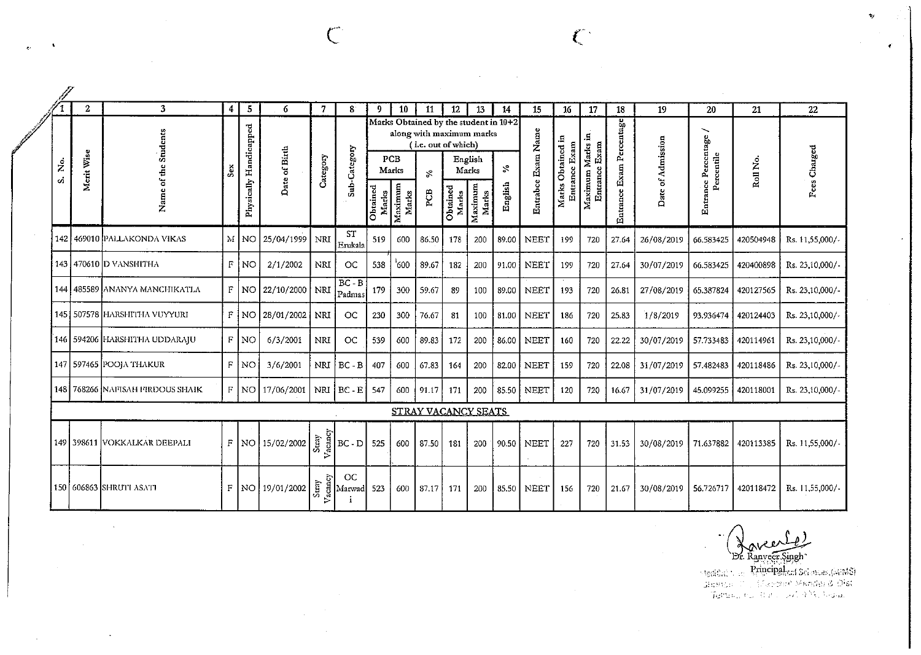| 1 | 2 | 3 | 4 | 5 | 6 | 7 | 8 | 9 | 10 | 11 | 12 | 13 | 14 | 15 | 16 | 17 | 18 | 19 | 20 | 21 | 22 |
|---|---|---|---|---|---|---|---|---|---|---|---|---|---|---|---|---|---|---|---|---|---|
| S. No. | Merit Wise | Name of the Students | Sex | Physically Handicapped | Date of Birth | Category | Sub-Category | Marks Obtained by the student in 10+2 along with maximum marks (i.e. out of which) | | | | | | Entrabce Exam Name | Marks Obtained in Entrance Exam | Maximum Marks in Entrance Exam | Entrance Exam Percentage | Date of Admission | Entrance Percentage / Percentile | Roll No. | Fees Charged |
| | | | | | | | | PCB Marks | | % | English Marks | | % | | | | | | | | |
| | | | | | | | | Obtained Marks | Maximum Marks | PCB | Obtained Marks | Maximum Marks | English | | | | | | | | |
| 142 | 469010 | PALLAKONDA VIKAS | M | NO | 25/04/1999 | NRI | ST Erukala | 519 | 600 | 86.50 | 178 | 200 | 89.00 | NEET | 199 | 720 | 27.64 | 26/08/2019 | 66.583425 | 420504948 | Rs. 11,55,000/- |
| 143 | 470610 | D VANSHITHA | F | NO | 2/1/2002 | NRI | OC | 538 | 600 | 89.67 | 182 | 200 | 91.00 | NEET | 199 | 720 | 27.64 | 30/07/2019 | 66.583425 | 420400898 | Rs. 23,10,000/- |
| 144 | 485589 | ANANYA MANCHIKATLA | F | NO | 22/10/2000 | NRI | BC - B Padmas | 179 | 300 | 59.67 | 89 | 100 | 89.00 | NEET | 193 | 720 | 26.81 | 27/08/2019 | 65.387824 | 420127565 | Rs. 23,10,000/- |
| 145 | 507578 | HARSHITHA VUYYURI | F | NO | 28/01/2002 | NRI | OC | 230 | 300 | 76.67 | 81 | 100 | 81.00 | NEET | 186 | 720 | 25.83 | 1/8/2019 | 93.936474 | 420124403 | Rs. 23,10,000/- |
| 146 | 594206 | HARSHITHA UDDARAJU | F | NO | 6/3/2001 | NRI | OC | 539 | 600 | 89.83 | 172 | 200 | 86.00 | NEET | 160 | 720 | 22.22 | 30/07/2019 | 57.733483 | 420114961 | Rs. 23,10,000/- |
| 147 | 597465 | POOJA THAKUR | F | NO | 3/6/2001 | NRI | BC - B | 407 | 600 | 67.83 | 164 | 200 | 82.00 | NEET | 159 | 720 | 22.08 | 31/07/2019 | 57.482483 | 420118486 | Rs. 23,10,000/- |
| 148 | 768266 | NAFISAH FIRDOUS SHAIK | F | NO | 17/06/2001 | NRI | BC - E | 547 | 600 | 91.17 | 171 | 200 | 85.50 | NEET | 120 | 720 | 16.67 | 31/07/2019 | 45.099255 | 420118001 | Rs. 23,10,000/- |
| **STRAY VACANCY SEATS** | | | | | | | | | | | | | | | | | | | | | |
| 149 | 398611 | VOKKALKAR DEEPALI | F | NO | 15/02/2002 | Stray Vacancy | BC - D | 525 | 600 | 87.50 | 181 | 200 | 90.50 | NEET | 227 | 720 | 31.53 | 30/08/2019 | 71.637882 | 420113385 | Rs. 11,55,000/- |
| 150 | 606863 | SHRUTI ASATI | F | NO | 19/01/2002 | Stray Vacancy | OC Marwadi | 523 | 600 | 87.17 | 171 | 200 | 85.50 | NEET | 156 | 720 | 21.67 | 30/08/2019 | 56.726717 | 420118472 | Rs. 11,55,000/- |

Dr. Ranveer Singh
Principal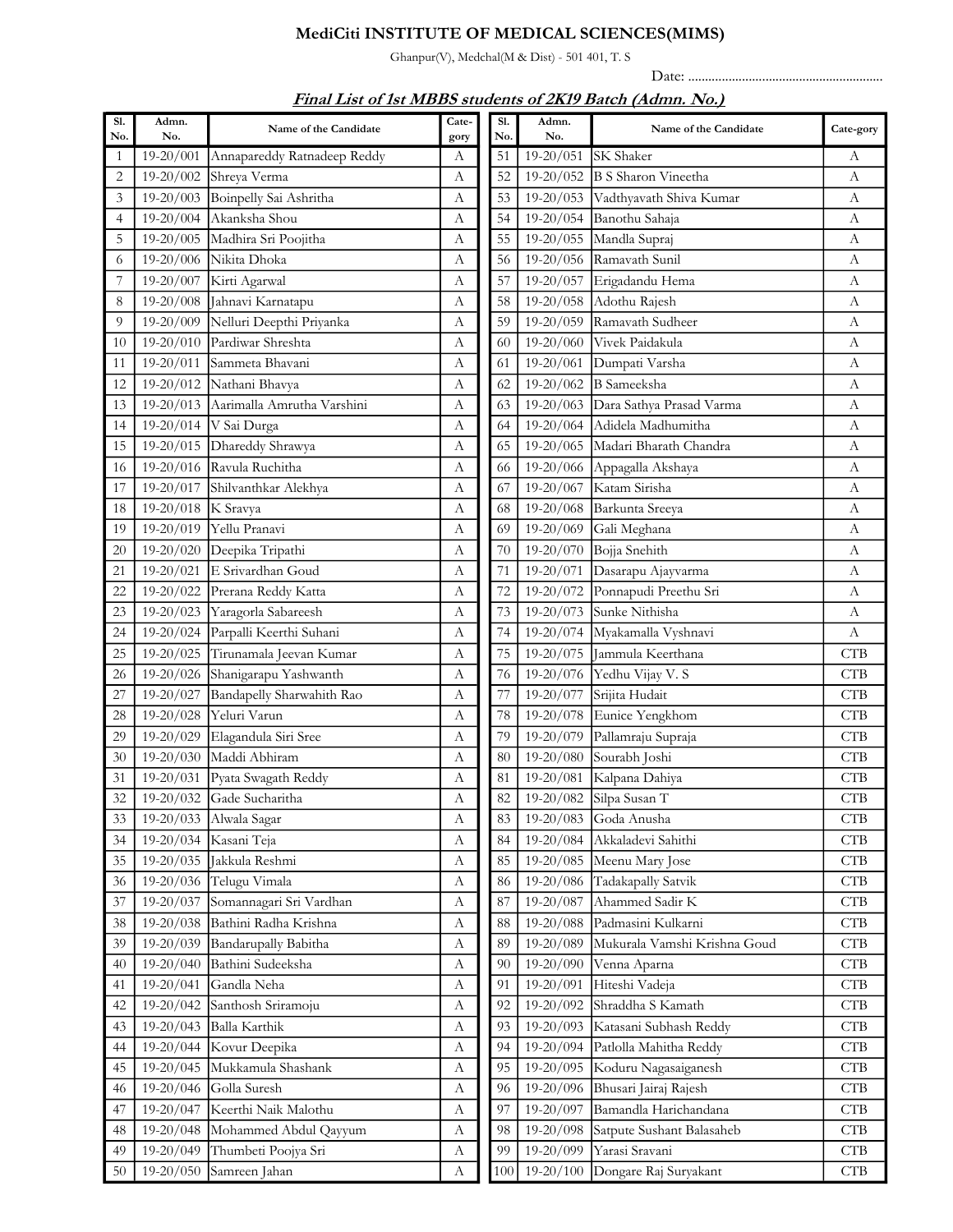# MediCiti INSTITUTE OF MEDICAL SCIENCES(MIMS)

Ghanpur(V), Medchal(M & Dist) - 501 401, T. S

Date: ..........................................................

## ***Final List of 1st MBBS students of 2K19 Batch (Admn. No.)***

| Sl. No. | Admn. No. | Name of the Candidate | Cate-gory | Sl. No. | Admn. No. | Name of the Candidate | Cate-gory |
|---|---|---|---|---|---|---|---|
| 1 | 19-20/001 | Annapareddy Ratnadeep Reddy | A | 51 | 19-20/051 | SK Shaker | A |
| 2 | 19-20/002 | Shreya Verma | A | 52 | 19-20/052 | B S Sharon Vineetha | A |
| 3 | 19-20/003 | Boinpelly Sai Ashritha | A | 53 | 19-20/053 | Vadthyavath Shiva Kumar | A |
| 4 | 19-20/004 | Akanksha Shou | A | 54 | 19-20/054 | Banothu Sahaja | A |
| 5 | 19-20/005 | Madhira Sri Poojitha | A | 55 | 19-20/055 | Mandla Supraj | A |
| 6 | 19-20/006 | Nikita Dhoka | A | 56 | 19-20/056 | Ramavath Sunil | A |
| 7 | 19-20/007 | Kirti Agarwal | A | 57 | 19-20/057 | Erigadandu Hema | A |
| 8 | 19-20/008 | Jahnavi Karnatapu | A | 58 | 19-20/058 | Adothu Rajesh | A |
| 9 | 19-20/009 | Nelluri Deepthi Priyanka | A | 59 | 19-20/059 | Ramavath Sudheer | A |
| 10 | 19-20/010 | Pardiwar Shreshta | A | 60 | 19-20/060 | Vivek Paidakula | A |
| 11 | 19-20/011 | Sammeta Bhavani | A | 61 | 19-20/061 | Dumpati Varsha | A |
| 12 | 19-20/012 | Nathani Bhavya | A | 62 | 19-20/062 | B Sameeksha | A |
| 13 | 19-20/013 | Aarimalla Amrutha Varshini | A | 63 | 19-20/063 | Dara Sathya Prasad Varma | A |
| 14 | 19-20/014 | V Sai Durga | A | 64 | 19-20/064 | Adidela Madhumitha | A |
| 15 | 19-20/015 | Dhareddy Shrawya | A | 65 | 19-20/065 | Madari Bharath Chandra | A |
| 16 | 19-20/016 | Ravula Ruchitha | A | 66 | 19-20/066 | Appagalla Akshaya | A |
| 17 | 19-20/017 | Shilvanthkar Alekhya | A | 67 | 19-20/067 | Katam Sirisha | A |
| 18 | 19-20/018 | K Sravya | A | 68 | 19-20/068 | Barkunta Sreeya | A |
| 19 | 19-20/019 | Yellu Pranavi | A | 69 | 19-20/069 | Gali Meghana | A |
| 20 | 19-20/020 | Deepika Tripathi | A | 70 | 19-20/070 | Bojja Snehith | A |
| 21 | 19-20/021 | E Srivardhan Goud | A | 71 | 19-20/071 | Dasarapu Ajayvarma | A |
| 22 | 19-20/022 | Prerana Reddy Katta | A | 72 | 19-20/072 | Ponnapudi Preethu Sri | A |
| 23 | 19-20/023 | Yaragorla Sabareesh | A | 73 | 19-20/073 | Sunke Nithisha | A |
| 24 | 19-20/024 | Parpalli Keerthi Suhani | A | 74 | 19-20/074 | Myakamalla Vyshnavi | A |
| 25 | 19-20/025 | Tirunamala Jeevan Kumar | A | 75 | 19-20/075 | Jammula Keerthana | CTB |
| 26 | 19-20/026 | Shanigarapu Yashwanth | A | 76 | 19-20/076 | Yedhu Vijay V. S | CTB |
| 27 | 19-20/027 | Bandapelly Sharwahith Rao | A | 77 | 19-20/077 | Srijita Hudait | CTB |
| 28 | 19-20/028 | Yeluri Varun | A | 78 | 19-20/078 | Eunice Yengkhom | CTB |
| 29 | 19-20/029 | Elagandula Siri Sree | A | 79 | 19-20/079 | Pallamraju Supraja | CTB |
| 30 | 19-20/030 | Maddi Abhiram | A | 80 | 19-20/080 | Sourabh Joshi | CTB |
| 31 | 19-20/031 | Pyata Swagath Reddy | A | 81 | 19-20/081 | Kalpana Dahiya | CTB |
| 32 | 19-20/032 | Gade Sucharitha | A | 82 | 19-20/082 | Silpa Susan T | CTB |
| 33 | 19-20/033 | Alwala Sagar | A | 83 | 19-20/083 | Goda Anusha | CTB |
| 34 | 19-20/034 | Kasani Teja | A | 84 | 19-20/084 | Akkaladevi Sahithi | CTB |
| 35 | 19-20/035 | Jakkula Reshmi | A | 85 | 19-20/085 | Meenu Mary Jose | CTB |
| 36 | 19-20/036 | Telugu Vimala | A | 86 | 19-20/086 | Tadakapally Satvik | CTB |
| 37 | 19-20/037 | Somannagari Sri Vardhan | A | 87 | 19-20/087 | Ahammed Sadir K | CTB |
| 38 | 19-20/038 | Bathini Radha Krishna | A | 88 | 19-20/088 | Padmasini Kulkarni | CTB |
| 39 | 19-20/039 | Bandarupally Babitha | A | 89 | 19-20/089 | Mukurala Vamshi Krishna Goud | CTB |
| 40 | 19-20/040 | Bathini Sudeeksha | A | 90 | 19-20/090 | Venna Aparna | CTB |
| 41 | 19-20/041 | Gandla Neha | A | 91 | 19-20/091 | Hiteshi Vadeja | CTB |
| 42 | 19-20/042 | Santhosh Sriramoju | A | 92 | 19-20/092 | Shraddha S Kamath | CTB |
| 43 | 19-20/043 | Balla Karthik | A | 93 | 19-20/093 | Katasani Subhash Reddy | CTB |
| 44 | 19-20/044 | Kovur Deepika | A | 94 | 19-20/094 | Patlolla Mahitha Reddy | CTB |
| 45 | 19-20/045 | Mukkamula Shashank | A | 95 | 19-20/095 | Koduru Nagasaiganesh | CTB |
| 46 | 19-20/046 | Golla Suresh | A | 96 | 19-20/096 | Bhusari Jairaj Rajesh | CTB |
| 47 | 19-20/047 | Keerthi Naik Malothu | A | 97 | 19-20/097 | Bamandla Harichandana | CTB |
| 48 | 19-20/048 | Mohammed Abdul Qayyum | A | 98 | 19-20/098 | Satpute Sushant Balasaheb | CTB |
| 49 | 19-20/049 | Thumbeti Poojya Sri | A | 99 | 19-20/099 | Yarasi Sravani | CTB |
| 50 | 19-20/050 | Samreen Jahan | A | 100 | 19-20/100 | Dongare Raj Suryakant | CTB |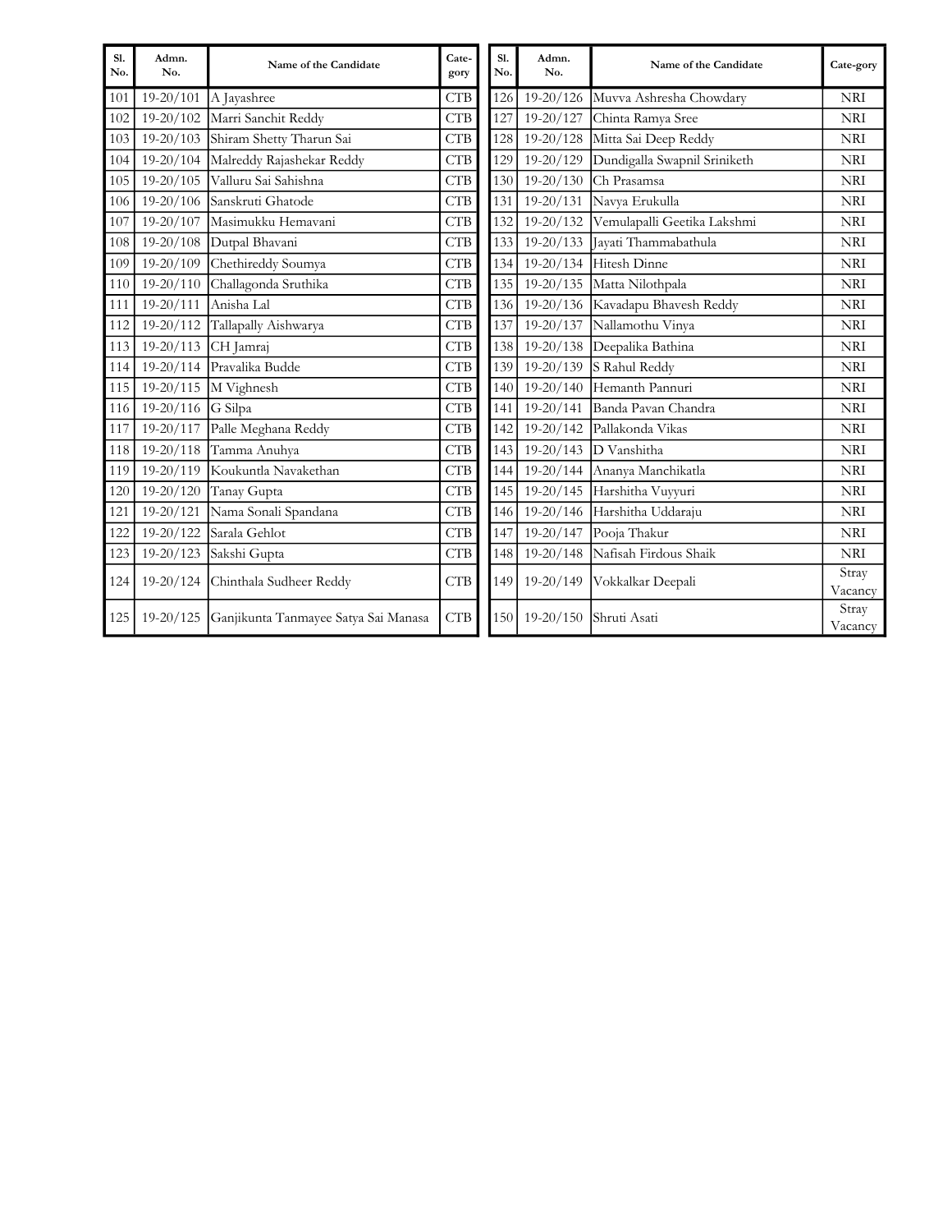| Sl. No. | Admn. No. | Name of the Candidate | Cate-gory |
|---|---|---|---|
| 101 | 19-20/101 | A Jayashree | CTB |
| 102 | 19-20/102 | Marri Sanchit Reddy | CTB |
| 103 | 19-20/103 | Shiram Shetty Tharun Sai | CTB |
| 104 | 19-20/104 | Malreddy Rajashekar Reddy | CTB |
| 105 | 19-20/105 | Valluru Sai Sahishna | CTB |
| 106 | 19-20/106 | Sanskruti Ghatode | CTB |
| 107 | 19-20/107 | Masimukku Hemavani | CTB |
| 108 | 19-20/108 | Dutpal Bhavani | CTB |
| 109 | 19-20/109 | Chethireddy Soumya | CTB |
| 110 | 19-20/110 | Challagonda Sruthika | CTB |
| 111 | 19-20/111 | Anisha Lal | CTB |
| 112 | 19-20/112 | Tallapally Aishwarya | CTB |
| 113 | 19-20/113 | CH Jamraj | CTB |
| 114 | 19-20/114 | Pravalika Budde | CTB |
| 115 | 19-20/115 | M Vighnesh | CTB |
| 116 | 19-20/116 | G Silpa | CTB |
| 117 | 19-20/117 | Palle Meghana Reddy | CTB |
| 118 | 19-20/118 | Tamma Anuhya | CTB |
| 119 | 19-20/119 | Koukuntla Navakethan | CTB |
| 120 | 19-20/120 | Tanay Gupta | CTB |
| 121 | 19-20/121 | Nama Sonali Spandana | CTB |
| 122 | 19-20/122 | Sarala Gehlot | CTB |
| 123 | 19-20/123 | Sakshi Gupta | CTB |
| 124 | 19-20/124 | Chinthala Sudheer Reddy | CTB |
| 125 | 19-20/125 | Ganjikunta Tanmayee Satya Sai Manasa | CTB |
| 126 | 19-20/126 | Muvva Ashresha Chowdary | NRI |
| 127 | 19-20/127 | Chinta Ramya Sree | NRI |
| 128 | 19-20/128 | Mitta Sai Deep Reddy | NRI |
| 129 | 19-20/129 | Dundigalla Swapnil Sriniketh | NRI |
| 130 | 19-20/130 | Ch Prasamsa | NRI |
| 131 | 19-20/131 | Navya Erukulla | NRI |
| 132 | 19-20/132 | Vemulapalli Geetika Lakshmi | NRI |
| 133 | 19-20/133 | Jayati Thammabathula | NRI |
| 134 | 19-20/134 | Hitesh Dinne | NRI |
| 135 | 19-20/135 | Matta Nilothpala | NRI |
| 136 | 19-20/136 | Kavadapu Bhavesh Reddy | NRI |
| 137 | 19-20/137 | Nallamothu Vinya | NRI |
| 138 | 19-20/138 | Deepalika Bathina | NRI |
| 139 | 19-20/139 | S Rahul Reddy | NRI |
| 140 | 19-20/140 | Hemanth Pannuri | NRI |
| 141 | 19-20/141 | Banda Pavan Chandra | NRI |
| 142 | 19-20/142 | Pallakonda Vikas | NRI |
| 143 | 19-20/143 | D Vanshitha | NRI |
| 144 | 19-20/144 | Ananya Manchikatla | NRI |
| 145 | 19-20/145 | Harshitha Vuyyuri | NRI |
| 146 | 19-20/146 | Harshitha Uddaraju | NRI |
| 147 | 19-20/147 | Pooja Thakur | NRI |
| 148 | 19-20/148 | Nafisah Firdous Shaik | NRI |
| 149 | 19-20/149 | Vokkalkar Deepali | Stray Vacancy |
| 150 | 19-20/150 | Shruti Asati | Stray Vacancy |